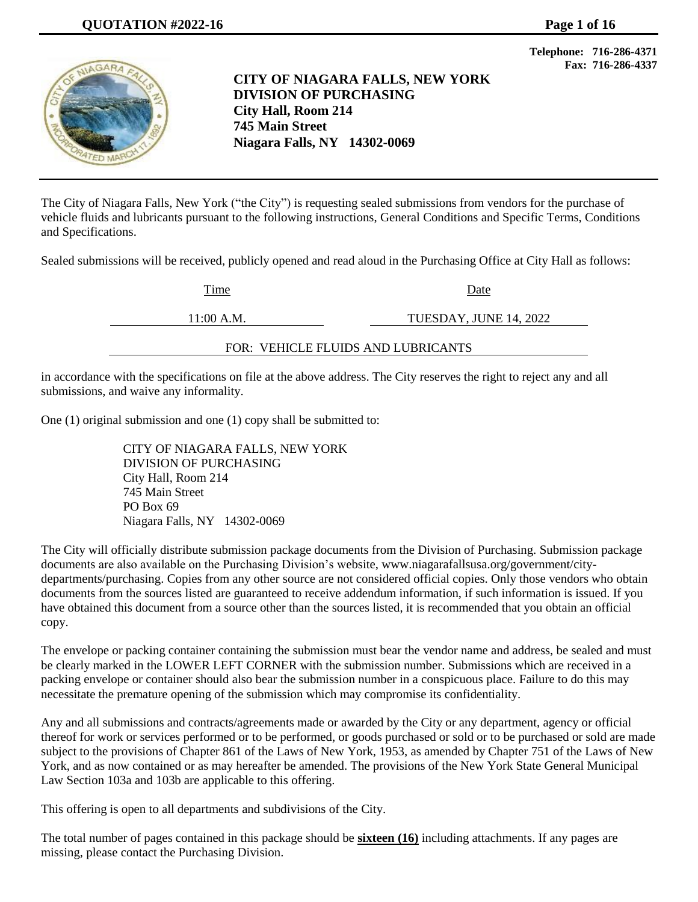Telephone: 716-286-4371
Fax: 716-286-4337

# CITY OF NIAGARA FALLS, NEW YORK
## DIVISION OF PURCHASING
**City Hall, Room 214**
**745 Main Street**
**Niagara Falls, NY 14302-0069**

The City of Niagara Falls, New York ("the City") is requesting sealed submissions from vendors for the purchase of vehicle fluids and lubricants pursuant to the following instructions, General Conditions and Specific Terms, Conditions and Specifications.

Sealed submissions will be received, publicly opened and read aloud in the Purchasing Office at City Hall as follows:

| Time | Date |
|---|---|
| 11:00 A.M. | TUESDAY, JUNE 14, 2022 |

FOR: VEHICLE FLUIDS AND LUBRICANTS

in accordance with the specifications on file at the above address. The City reserves the right to reject any and all submissions, and waive any informality.

One (1) original submission and one (1) copy shall be submitted to:

CITY OF NIAGARA FALLS, NEW YORK
DIVISION OF PURCHASING
City Hall, Room 214
745 Main Street
PO Box 69
Niagara Falls, NY 14302-0069

The City will officially distribute submission package documents from the Division of Purchasing. Submission package documents are also available on the Purchasing Division's website, www.niagarafallsusa.org/government/city-departments/purchasing. Copies from any other source are not considered official copies. Only those vendors who obtain documents from the sources listed are guaranteed to receive addendum information, if such information is issued. If you have obtained this document from a source other than the sources listed, it is recommended that you obtain an official copy.

The envelope or packing container containing the submission must bear the vendor name and address, be sealed and must be clearly marked in the LOWER LEFT CORNER with the submission number. Submissions which are received in a packing envelope or container should also bear the submission number in a conspicuous place. Failure to do this may necessitate the premature opening of the submission which may compromise its confidentiality.

Any and all submissions and contracts/agreements made or awarded by the City or any department, agency or official thereof for work or services performed or to be performed, or goods purchased or sold or to be purchased or sold are made subject to the provisions of Chapter 861 of the Laws of New York, 1953, as amended by Chapter 751 of the Laws of New York, and as now contained or as may hereafter be amended. The provisions of the New York State General Municipal Law Section 103a and 103b are applicable to this offering.

This offering is open to all departments and subdivisions of the City.

The total number of pages contained in this package should be **sixteen (16)** including attachments. If any pages are missing, please contact the Purchasing Division.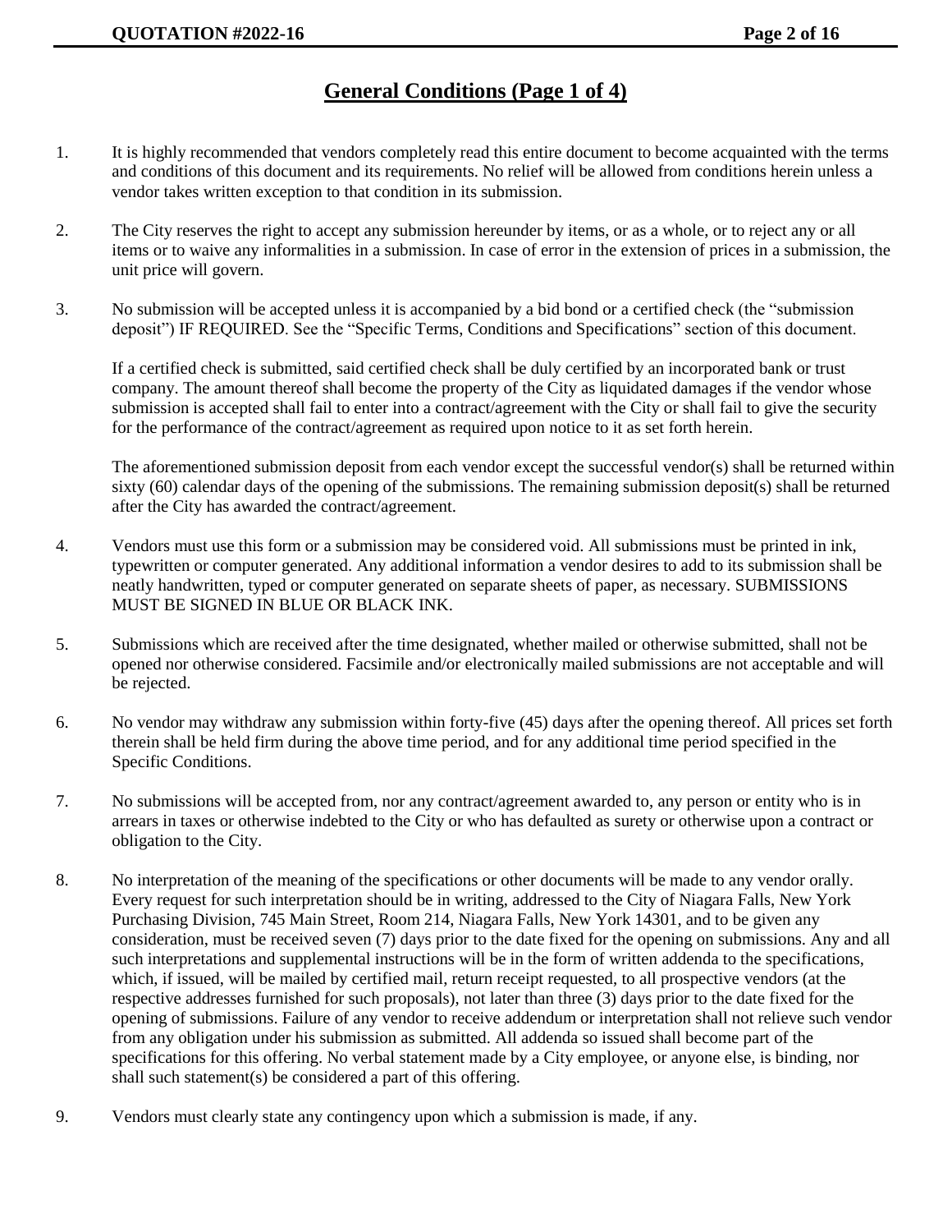## General Conditions (Page 1 of 4)

1. It is highly recommended that vendors completely read this entire document to become acquainted with the terms and conditions of this document and its requirements. No relief will be allowed from conditions herein unless a vendor takes written exception to that condition in its submission.

2. The City reserves the right to accept any submission hereunder by items, or as a whole, or to reject any or all items or to waive any informalities in a submission. In case of error in the extension of prices in a submission, the unit price will govern.

3. No submission will be accepted unless it is accompanied by a bid bond or a certified check (the "submission deposit") IF REQUIRED. See the "Specific Terms, Conditions and Specifications" section of this document.

   If a certified check is submitted, said certified check shall be duly certified by an incorporated bank or trust company. The amount thereof shall become the property of the City as liquidated damages if the vendor whose submission is accepted shall fail to enter into a contract/agreement with the City or shall fail to give the security for the performance of the contract/agreement as required upon notice to it as set forth herein.

   The aforementioned submission deposit from each vendor except the successful vendor(s) shall be returned within sixty (60) calendar days of the opening of the submissions. The remaining submission deposit(s) shall be returned after the City has awarded the contract/agreement.

4. Vendors must use this form or a submission may be considered void. All submissions must be printed in ink, typewritten or computer generated. Any additional information a vendor desires to add to its submission shall be neatly handwritten, typed or computer generated on separate sheets of paper, as necessary. SUBMISSIONS MUST BE SIGNED IN BLUE OR BLACK INK.

5. Submissions which are received after the time designated, whether mailed or otherwise submitted, shall not be opened nor otherwise considered. Facsimile and/or electronically mailed submissions are not acceptable and will be rejected.

6. No vendor may withdraw any submission within forty-five (45) days after the opening thereof. All prices set forth therein shall be held firm during the above time period, and for any additional time period specified in the Specific Conditions.

7. No submissions will be accepted from, nor any contract/agreement awarded to, any person or entity who is in arrears in taxes or otherwise indebted to the City or who has defaulted as surety or otherwise upon a contract or obligation to the City.

8. No interpretation of the meaning of the specifications or other documents will be made to any vendor orally. Every request for such interpretation should be in writing, addressed to the City of Niagara Falls, New York Purchasing Division, 745 Main Street, Room 214, Niagara Falls, New York 14301, and to be given any consideration, must be received seven (7) days prior to the date fixed for the opening on submissions. Any and all such interpretations and supplemental instructions will be in the form of written addenda to the specifications, which, if issued, will be mailed by certified mail, return receipt requested, to all prospective vendors (at the respective addresses furnished for such proposals), not later than three (3) days prior to the date fixed for the opening of submissions. Failure of any vendor to receive addendum or interpretation shall not relieve such vendor from any obligation under his submission as submitted. All addenda so issued shall become part of the specifications for this offering. No verbal statement made by a City employee, or anyone else, is binding, nor shall such statement(s) be considered a part of this offering.

9. Vendors must clearly state any contingency upon which a submission is made, if any.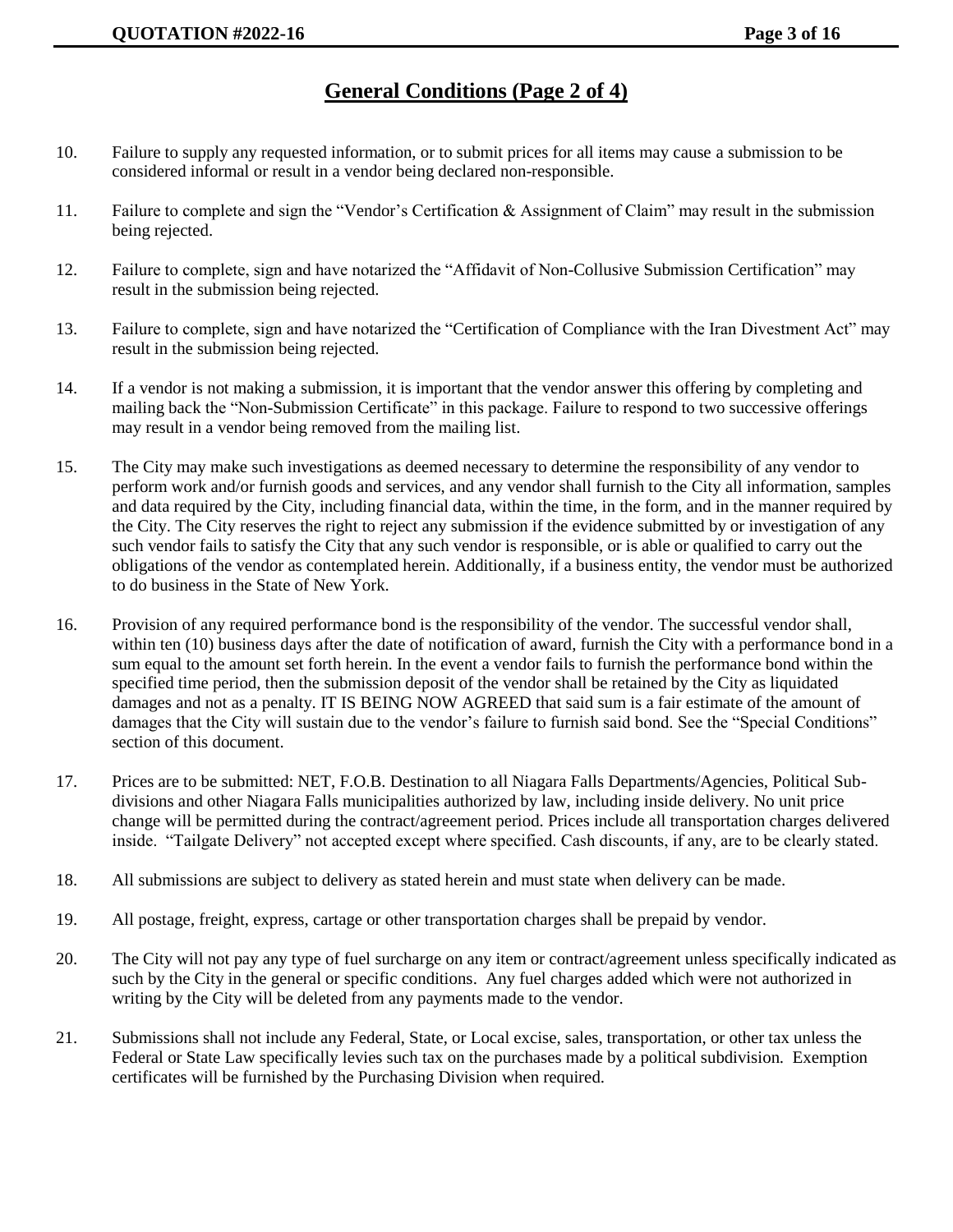## General Conditions (Page 2 of 4)

10. Failure to supply any requested information, or to submit prices for all items may cause a submission to be considered informal or result in a vendor being declared non-responsible.

11. Failure to complete and sign the "Vendor's Certification & Assignment of Claim" may result in the submission being rejected.

12. Failure to complete, sign and have notarized the "Affidavit of Non-Collusive Submission Certification" may result in the submission being rejected.

13. Failure to complete, sign and have notarized the "Certification of Compliance with the Iran Divestment Act" may result in the submission being rejected.

14. If a vendor is not making a submission, it is important that the vendor answer this offering by completing and mailing back the "Non-Submission Certificate" in this package. Failure to respond to two successive offerings may result in a vendor being removed from the mailing list.

15. The City may make such investigations as deemed necessary to determine the responsibility of any vendor to perform work and/or furnish goods and services, and any vendor shall furnish to the City all information, samples and data required by the City, including financial data, within the time, in the form, and in the manner required by the City. The City reserves the right to reject any submission if the evidence submitted by or investigation of any such vendor fails to satisfy the City that any such vendor is responsible, or is able or qualified to carry out the obligations of the vendor as contemplated herein. Additionally, if a business entity, the vendor must be authorized to do business in the State of New York.

16. Provision of any required performance bond is the responsibility of the vendor. The successful vendor shall, within ten (10) business days after the date of notification of award, furnish the City with a performance bond in a sum equal to the amount set forth herein. In the event a vendor fails to furnish the performance bond within the specified time period, then the submission deposit of the vendor shall be retained by the City as liquidated damages and not as a penalty. IT IS BEING NOW AGREED that said sum is a fair estimate of the amount of damages that the City will sustain due to the vendor's failure to furnish said bond. See the "Special Conditions" section of this document.

17. Prices are to be submitted: NET, F.O.B. Destination to all Niagara Falls Departments/Agencies, Political Sub-divisions and other Niagara Falls municipalities authorized by law, including inside delivery. No unit price change will be permitted during the contract/agreement period. Prices include all transportation charges delivered inside. "Tailgate Delivery" not accepted except where specified. Cash discounts, if any, are to be clearly stated.

18. All submissions are subject to delivery as stated herein and must state when delivery can be made.

19. All postage, freight, express, cartage or other transportation charges shall be prepaid by vendor.

20. The City will not pay any type of fuel surcharge on any item or contract/agreement unless specifically indicated as such by the City in the general or specific conditions. Any fuel charges added which were not authorized in writing by the City will be deleted from any payments made to the vendor.

21. Submissions shall not include any Federal, State, or Local excise, sales, transportation, or other tax unless the Federal or State Law specifically levies such tax on the purchases made by a political subdivision. Exemption certificates will be furnished by the Purchasing Division when required.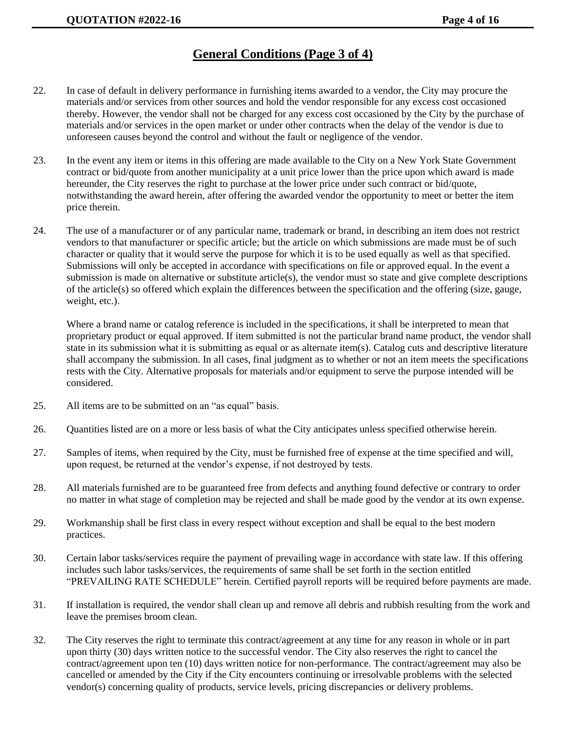## General Conditions (Page 3 of 4)

22. In case of default in delivery performance in furnishing items awarded to a vendor, the City may procure the materials and/or services from other sources and hold the vendor responsible for any excess cost occasioned thereby. However, the vendor shall not be charged for any excess cost occasioned by the City by the purchase of materials and/or services in the open market or under other contracts when the delay of the vendor is due to unforeseen causes beyond the control and without the fault or negligence of the vendor.

23. In the event any item or items in this offering are made available to the City on a New York State Government contract or bid/quote from another municipality at a unit price lower than the price upon which award is made hereunder, the City reserves the right to purchase at the lower price under such contract or bid/quote, notwithstanding the award herein, after offering the awarded vendor the opportunity to meet or better the item price therein.

24. The use of a manufacturer or of any particular name, trademark or brand, in describing an item does not restrict vendors to that manufacturer or specific article; but the article on which submissions are made must be of such character or quality that it would serve the purpose for which it is to be used equally as well as that specified. Submissions will only be accepted in accordance with specifications on file or approved equal. In the event a submission is made on alternative or substitute article(s), the vendor must so state and give complete descriptions of the article(s) so offered which explain the differences between the specification and the offering (size, gauge, weight, etc.).

    Where a brand name or catalog reference is included in the specifications, it shall be interpreted to mean that proprietary product or equal approved. If item submitted is not the particular brand name product, the vendor shall state in its submission what it is submitting as equal or as alternate item(s). Catalog cuts and descriptive literature shall accompany the submission. In all cases, final judgment as to whether or not an item meets the specifications rests with the City. Alternative proposals for materials and/or equipment to serve the purpose intended will be considered.

25. All items are to be submitted on an "as equal" basis.

26. Quantities listed are on a more or less basis of what the City anticipates unless specified otherwise herein.

27. Samples of items, when required by the City, must be furnished free of expense at the time specified and will, upon request, be returned at the vendor's expense, if not destroyed by tests.

28. All materials furnished are to be guaranteed free from defects and anything found defective or contrary to order no matter in what stage of completion may be rejected and shall be made good by the vendor at its own expense.

29. Workmanship shall be first class in every respect without exception and shall be equal to the best modern practices.

30. Certain labor tasks/services require the payment of prevailing wage in accordance with state law. If this offering includes such labor tasks/services, the requirements of same shall be set forth in the section entitled "PREVAILING RATE SCHEDULE" herein. Certified payroll reports will be required before payments are made.

31. If installation is required, the vendor shall clean up and remove all debris and rubbish resulting from the work and leave the premises broom clean.

32. The City reserves the right to terminate this contract/agreement at any time for any reason in whole or in part upon thirty (30) days written notice to the successful vendor. The City also reserves the right to cancel the contract/agreement upon ten (10) days written notice for non-performance. The contract/agreement may also be cancelled or amended by the City if the City encounters continuing or irresolvable problems with the selected vendor(s) concerning quality of products, service levels, pricing discrepancies or delivery problems.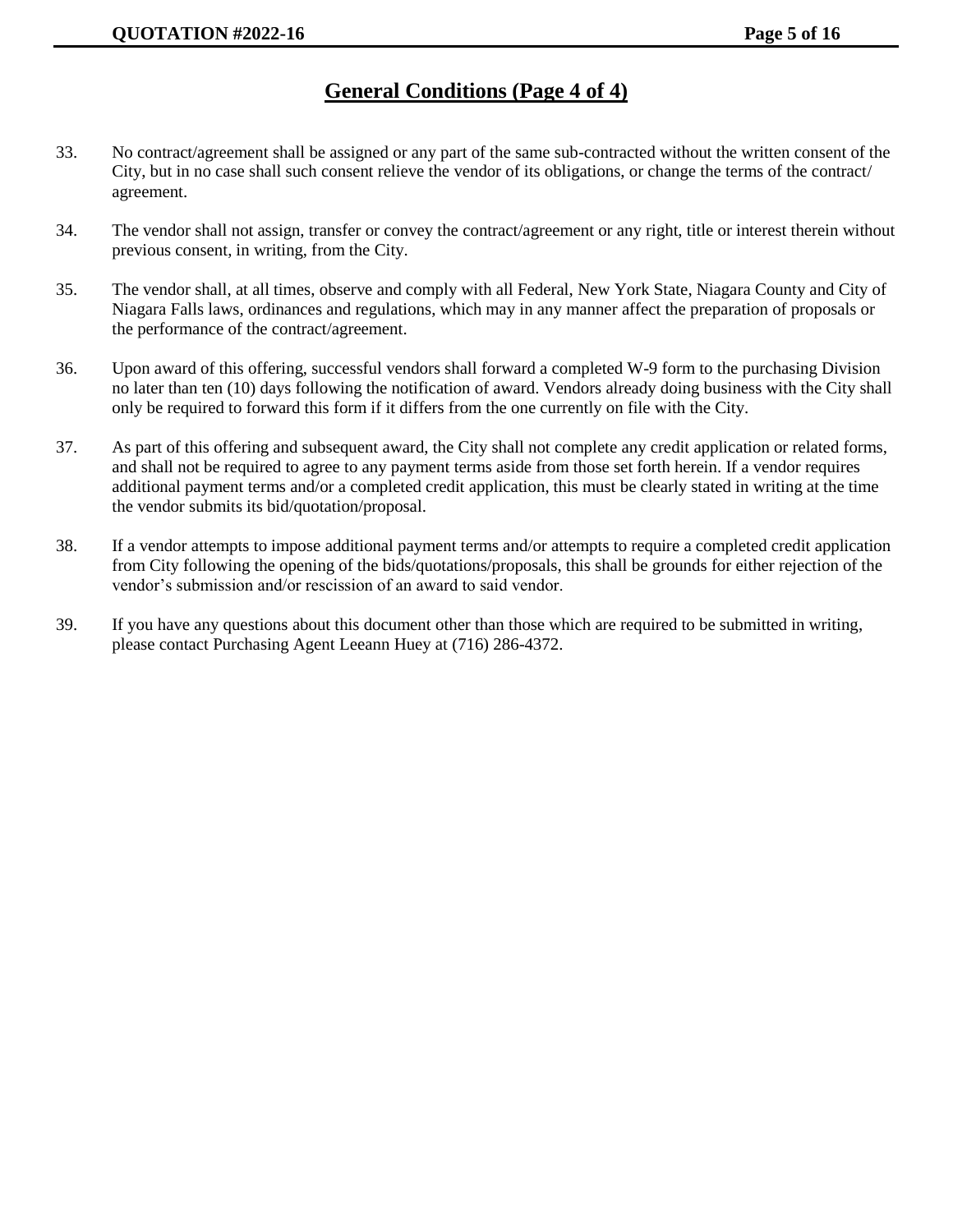## General Conditions (Page 4 of 4)

33. No contract/agreement shall be assigned or any part of the same sub-contracted without the written consent of the City, but in no case shall such consent relieve the vendor of its obligations, or change the terms of the contract/ agreement.

34. The vendor shall not assign, transfer or convey the contract/agreement or any right, title or interest therein without previous consent, in writing, from the City.

35. The vendor shall, at all times, observe and comply with all Federal, New York State, Niagara County and City of Niagara Falls laws, ordinances and regulations, which may in any manner affect the preparation of proposals or the performance of the contract/agreement.

36. Upon award of this offering, successful vendors shall forward a completed W-9 form to the purchasing Division no later than ten (10) days following the notification of award. Vendors already doing business with the City shall only be required to forward this form if it differs from the one currently on file with the City.

37. As part of this offering and subsequent award, the City shall not complete any credit application or related forms, and shall not be required to agree to any payment terms aside from those set forth herein. If a vendor requires additional payment terms and/or a completed credit application, this must be clearly stated in writing at the time the vendor submits its bid/quotation/proposal.

38. If a vendor attempts to impose additional payment terms and/or attempts to require a completed credit application from City following the opening of the bids/quotations/proposals, this shall be grounds for either rejection of the vendor's submission and/or rescission of an award to said vendor.

39. If you have any questions about this document other than those which are required to be submitted in writing, please contact Purchasing Agent Leeann Huey at (716) 286-4372.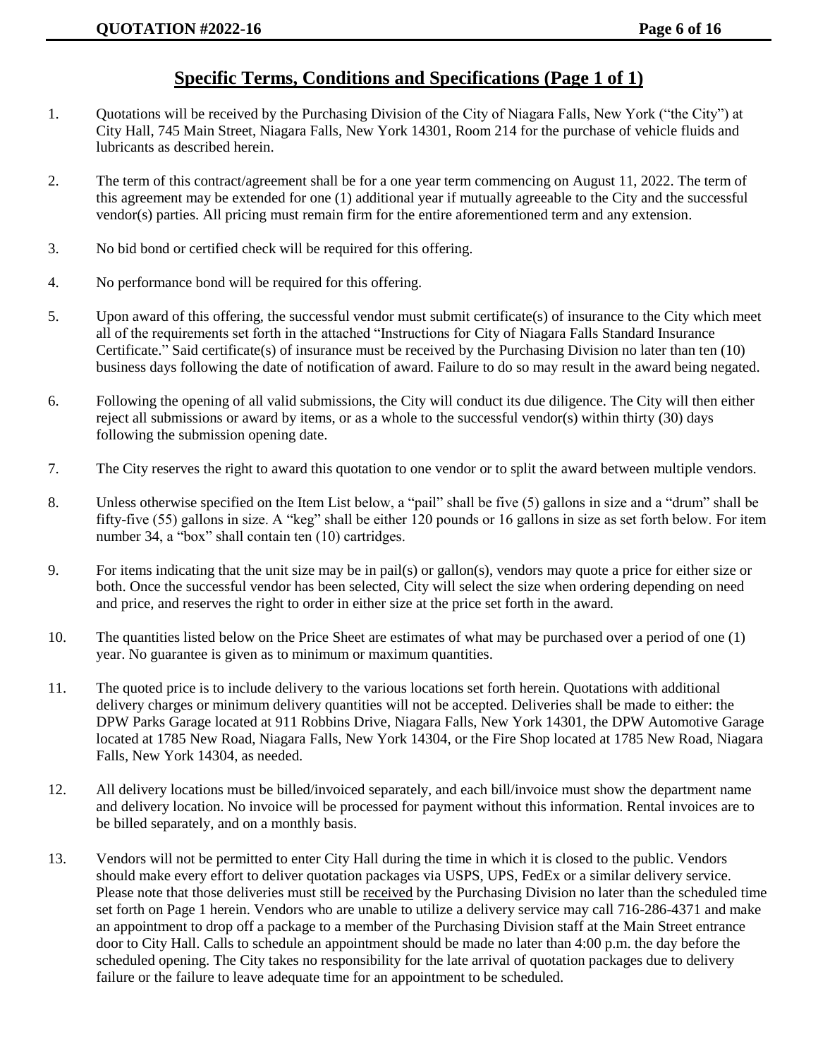## Specific Terms, Conditions and Specifications (Page 1 of 1)

1. Quotations will be received by the Purchasing Division of the City of Niagara Falls, New York ("the City") at City Hall, 745 Main Street, Niagara Falls, New York 14301, Room 214 for the purchase of vehicle fluids and lubricants as described herein.

2. The term of this contract/agreement shall be for a one year term commencing on August 11, 2022. The term of this agreement may be extended for one (1) additional year if mutually agreeable to the City and the successful vendor(s) parties. All pricing must remain firm for the entire aforementioned term and any extension.

3. No bid bond or certified check will be required for this offering.

4. No performance bond will be required for this offering.

5. Upon award of this offering, the successful vendor must submit certificate(s) of insurance to the City which meet all of the requirements set forth in the attached "Instructions for City of Niagara Falls Standard Insurance Certificate." Said certificate(s) of insurance must be received by the Purchasing Division no later than ten (10) business days following the date of notification of award. Failure to do so may result in the award being negated.

6. Following the opening of all valid submissions, the City will conduct its due diligence. The City will then either reject all submissions or award by items, or as a whole to the successful vendor(s) within thirty (30) days following the submission opening date.

7. The City reserves the right to award this quotation to one vendor or to split the award between multiple vendors.

8. Unless otherwise specified on the Item List below, a "pail" shall be five (5) gallons in size and a "drum" shall be fifty-five (55) gallons in size. A "keg" shall be either 120 pounds or 16 gallons in size as set forth below. For item number 34, a "box" shall contain ten (10) cartridges.

9. For items indicating that the unit size may be in pail(s) or gallon(s), vendors may quote a price for either size or both. Once the successful vendor has been selected, City will select the size when ordering depending on need and price, and reserves the right to order in either size at the price set forth in the award.

10. The quantities listed below on the Price Sheet are estimates of what may be purchased over a period of one (1) year. No guarantee is given as to minimum or maximum quantities.

11. The quoted price is to include delivery to the various locations set forth herein. Quotations with additional delivery charges or minimum delivery quantities will not be accepted. Deliveries shall be made to either: the DPW Parks Garage located at 911 Robbins Drive, Niagara Falls, New York 14301, the DPW Automotive Garage located at 1785 New Road, Niagara Falls, New York 14304, or the Fire Shop located at 1785 New Road, Niagara Falls, New York 14304, as needed.

12. All delivery locations must be billed/invoiced separately, and each bill/invoice must show the department name and delivery location. No invoice will be processed for payment without this information. Rental invoices are to be billed separately, and on a monthly basis.

13. Vendors will not be permitted to enter City Hall during the time in which it is closed to the public. Vendors should make every effort to deliver quotation packages via USPS, UPS, FedEx or a similar delivery service. Please note that those deliveries must still be received by the Purchasing Division no later than the scheduled time set forth on Page 1 herein. Vendors who are unable to utilize a delivery service may call 716-286-4371 and make an appointment to drop off a package to a member of the Purchasing Division staff at the Main Street entrance door to City Hall. Calls to schedule an appointment should be made no later than 4:00 p.m. the day before the scheduled opening. The City takes no responsibility for the late arrival of quotation packages due to delivery failure or the failure to leave adequate time for an appointment to be scheduled.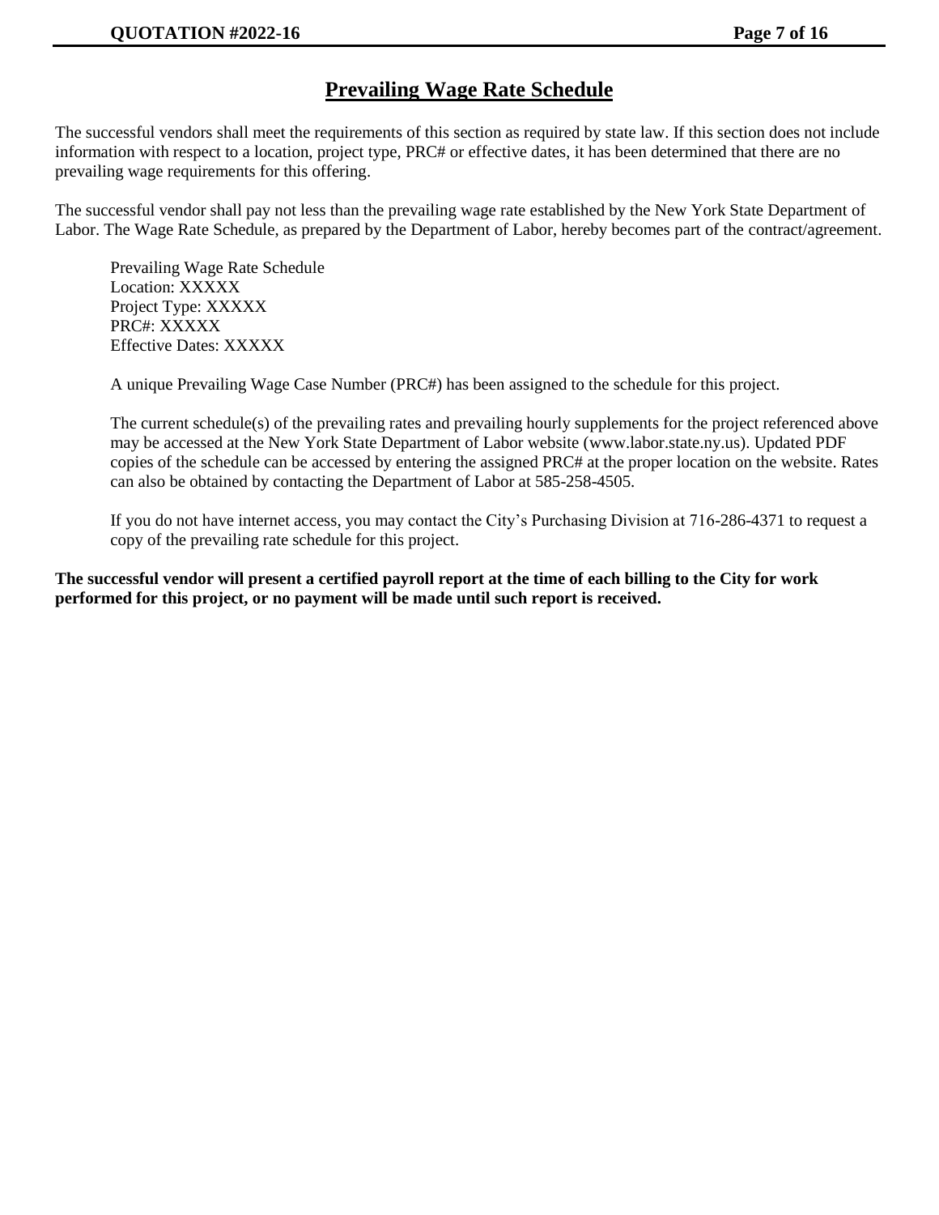# Prevailing Wage Rate Schedule

The successful vendors shall meet the requirements of this section as required by state law. If this section does not include information with respect to a location, project type, PRC# or effective dates, it has been determined that there are no prevailing wage requirements for this offering.

The successful vendor shall pay not less than the prevailing wage rate established by the New York State Department of Labor. The Wage Rate Schedule, as prepared by the Department of Labor, hereby becomes part of the contract/agreement.

Prevailing Wage Rate Schedule
Location: XXXXX
Project Type: XXXXX
PRC#: XXXXX
Effective Dates: XXXXX

A unique Prevailing Wage Case Number (PRC#) has been assigned to the schedule for this project.

The current schedule(s) of the prevailing rates and prevailing hourly supplements for the project referenced above may be accessed at the New York State Department of Labor website (www.labor.state.ny.us). Updated PDF copies of the schedule can be accessed by entering the assigned PRC# at the proper location on the website. Rates can also be obtained by contacting the Department of Labor at 585-258-4505.

If you do not have internet access, you may contact the City's Purchasing Division at 716-286-4371 to request a copy of the prevailing rate schedule for this project.

**The successful vendor will present a certified payroll report at the time of each billing to the City for work performed for this project, or no payment will be made until such report is received.**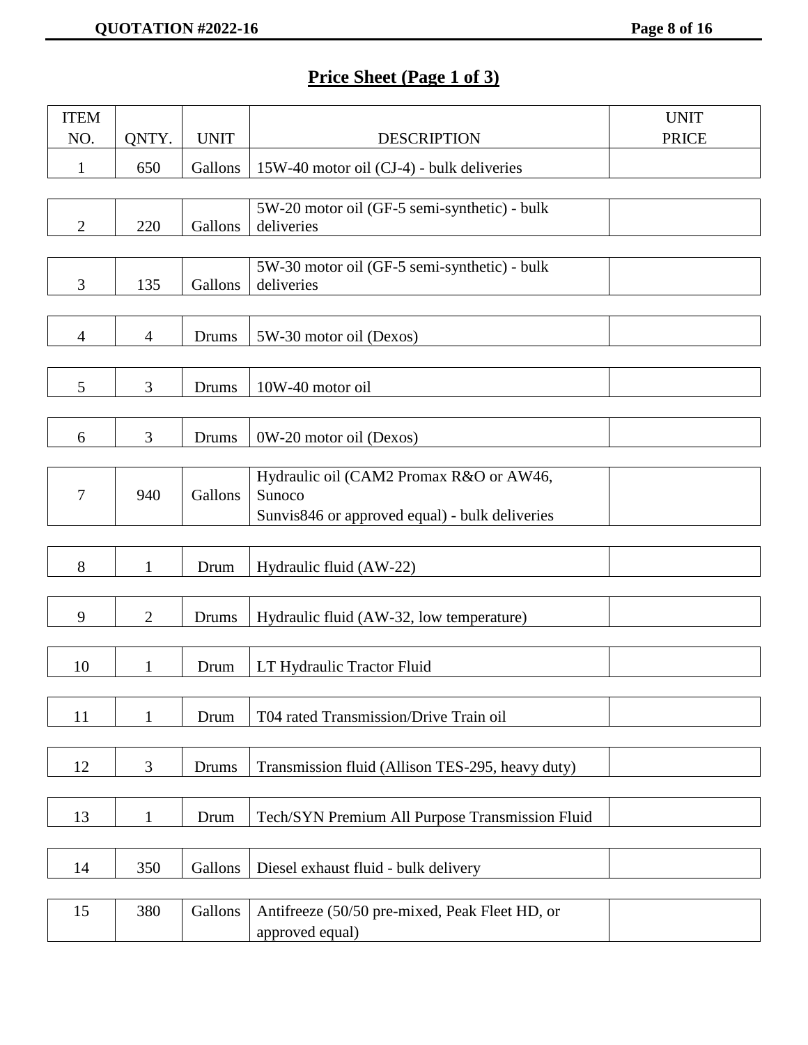## Price Sheet (Page 1 of 3)

| ITEM NO. | QNTY. | UNIT | DESCRIPTION | UNIT PRICE |
|---|---|---|---|---|
| 1 | 650 | Gallons | 15W-40 motor oil (CJ-4) - bulk deliveries | |
| 2 | 220 | Gallons | 5W-20 motor oil (GF-5 semi-synthetic) - bulk deliveries | |
| 3 | 135 | Gallons | 5W-30 motor oil (GF-5 semi-synthetic) - bulk deliveries | |
| 4 | 4 | Drums | 5W-30 motor oil (Dexos) | |
| 5 | 3 | Drums | 10W-40 motor oil | |
| 6 | 3 | Drums | 0W-20 motor oil (Dexos) | |
| 7 | 940 | Gallons | Hydraulic oil (CAM2 Promax R&O or AW46, Sunoco Sunvis846 or approved equal) - bulk deliveries | |
| 8 | 1 | Drum | Hydraulic fluid (AW-22) | |
| 9 | 2 | Drums | Hydraulic fluid (AW-32, low temperature) | |
| 10 | 1 | Drum | LT Hydraulic Tractor Fluid | |
| 11 | 1 | Drum | T04 rated Transmission/Drive Train oil | |
| 12 | 3 | Drums | Transmission fluid (Allison TES-295, heavy duty) | |
| 13 | 1 | Drum | Tech/SYN Premium All Purpose Transmission Fluid | |
| 14 | 350 | Gallons | Diesel exhaust fluid - bulk delivery | |
| 15 | 380 | Gallons | Antifreeze (50/50 pre-mixed, Peak Fleet HD, or approved equal) | |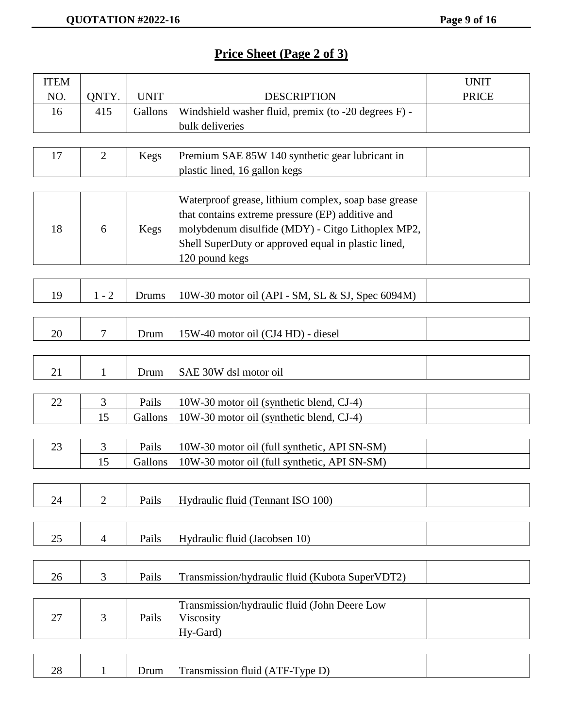## Price Sheet (Page 2 of 3)

| ITEM NO. | QNTY. | UNIT | DESCRIPTION | UNIT PRICE |
|---|---|---|---|---|
| 16 | 415 | Gallons | Windshield washer fluid, premix (to -20 degrees F) - bulk deliveries | |
| 17 | 2 | Kegs | Premium SAE 85W 140 synthetic gear lubricant in plastic lined, 16 gallon kegs | |
| 18 | 6 | Kegs | Waterproof grease, lithium complex, soap base grease that contains extreme pressure (EP) additive and molybdenum disulfide (MDY) - Citgo Lithoplex MP2, Shell SuperDuty or approved equal in plastic lined, 120 pound kegs | |
| 19 | 1 - 2 | Drums | 10W-30 motor oil (API - SM, SL & SJ, Spec 6094M) | |
| 20 | 7 | Drum | 15W-40 motor oil (CJ4 HD) - diesel | |
| 21 | 1 | Drum | SAE 30W dsl motor oil | |
| 22 | 3 | Pails | 10W-30 motor oil (synthetic blend, CJ-4) | |
| | 15 | Gallons | 10W-30 motor oil (synthetic blend, CJ-4) | |
| 23 | 3 | Pails | 10W-30 motor oil (full synthetic, API SN-SM) | |
| | 15 | Gallons | 10W-30 motor oil (full synthetic, API SN-SM) | |
| 24 | 2 | Pails | Hydraulic fluid (Tennant ISO 100) | |
| 25 | 4 | Pails | Hydraulic fluid (Jacobsen 10) | |
| 26 | 3 | Pails | Transmission/hydraulic fluid (Kubota SuperVDT2) | |
| 27 | 3 | Pails | Transmission/hydraulic fluid (John Deere Low Viscosity Hy-Gard) | |
| 28 | 1 | Drum | Transmission fluid (ATF-Type D) | |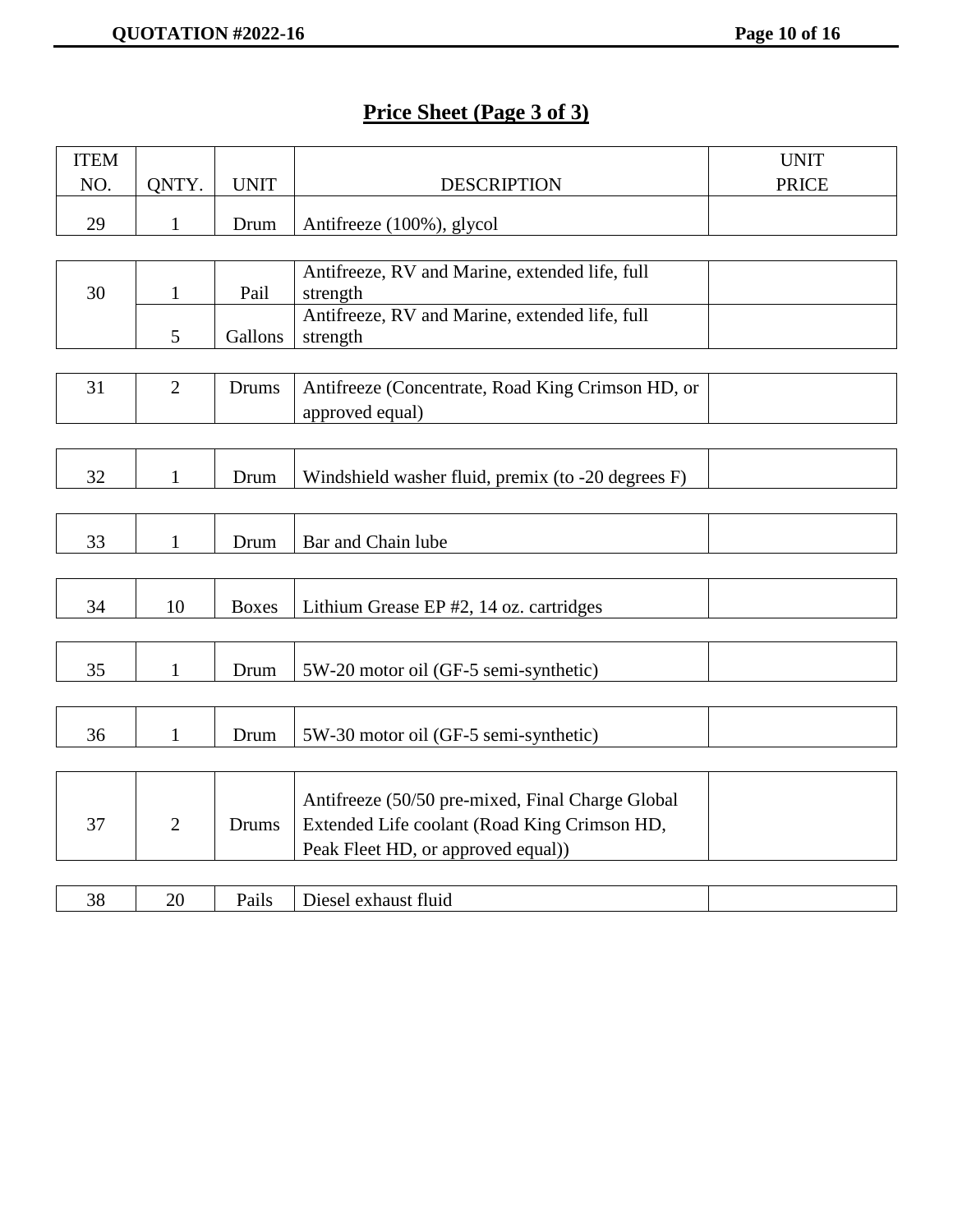## Price Sheet (Page 3 of 3)

| ITEM NO. | QNTY. | UNIT | DESCRIPTION | UNIT PRICE |
|---|---|---|---|---|
| 29 | 1 | Drum | Antifreeze (100%), glycol | |
| 30 | 1 | Pail | Antifreeze, RV and Marine, extended life, full strength | |
| | 5 | Gallons | Antifreeze, RV and Marine, extended life, full strength | |
| 31 | 2 | Drums | Antifreeze (Concentrate, Road King Crimson HD, or approved equal) | |
| 32 | 1 | Drum | Windshield washer fluid, premix (to -20 degrees F) | |
| 33 | 1 | Drum | Bar and Chain lube | |
| 34 | 10 | Boxes | Lithium Grease EP #2, 14 oz. cartridges | |
| 35 | 1 | Drum | 5W-20 motor oil (GF-5 semi-synthetic) | |
| 36 | 1 | Drum | 5W-30 motor oil (GF-5 semi-synthetic) | |
| 37 | 2 | Drums | Antifreeze (50/50 pre-mixed, Final Charge Global Extended Life coolant (Road King Crimson HD, Peak Fleet HD, or approved equal)) | |
| 38 | 20 | Pails | Diesel exhaust fluid | |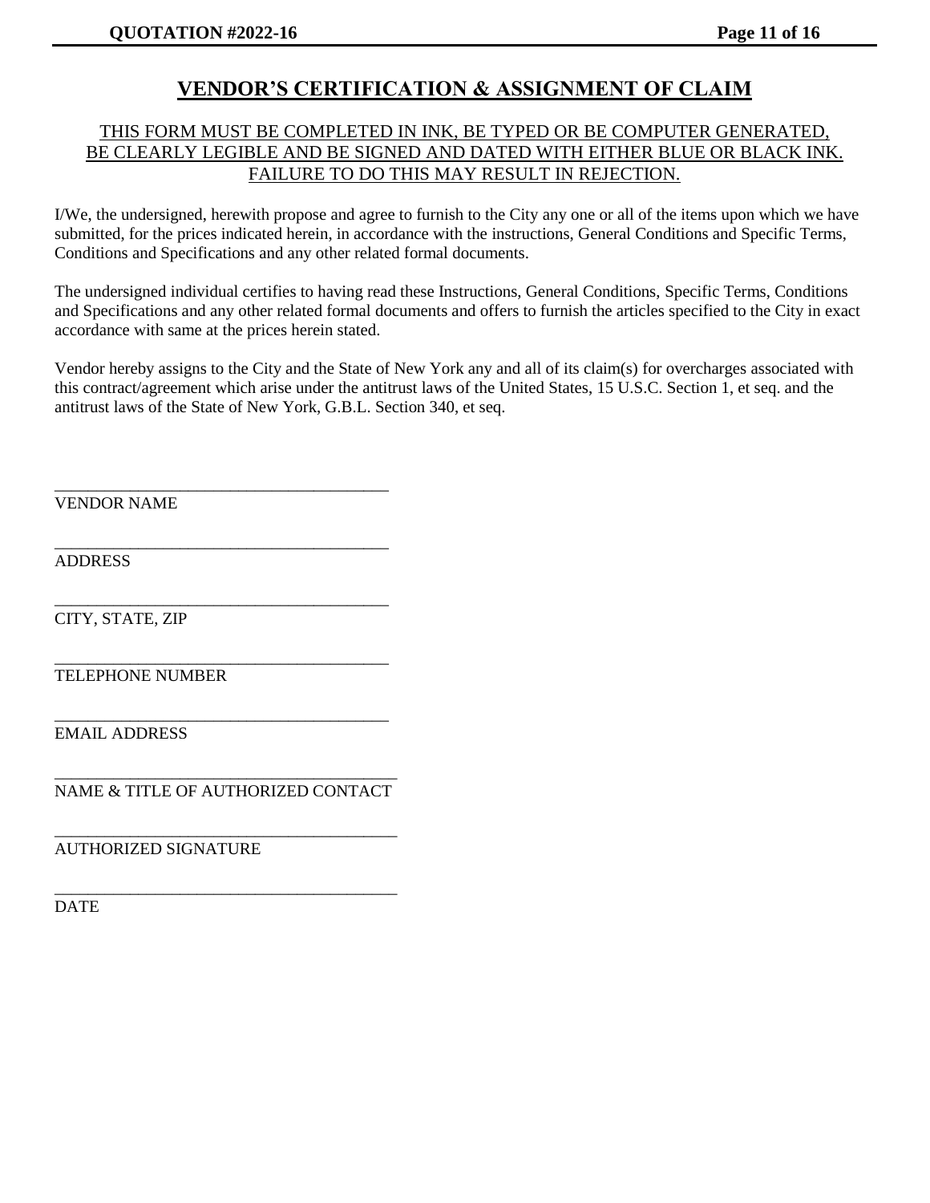# VENDOR'S CERTIFICATION & ASSIGNMENT OF CLAIM

THIS FORM MUST BE COMPLETED IN INK, BE TYPED OR BE COMPUTER GENERATED, BE CLEARLY LEGIBLE AND BE SIGNED AND DATED WITH EITHER BLUE OR BLACK INK. FAILURE TO DO THIS MAY RESULT IN REJECTION.

I/We, the undersigned, herewith propose and agree to furnish to the City any one or all of the items upon which we have submitted, for the prices indicated herein, in accordance with the instructions, General Conditions and Specific Terms, Conditions and Specifications and any other related formal documents.

The undersigned individual certifies to having read these Instructions, General Conditions, Specific Terms, Conditions and Specifications and any other related formal documents and offers to furnish the articles specified to the City in exact accordance with same at the prices herein stated.

Vendor hereby assigns to the City and the State of New York any and all of its claim(s) for overcharges associated with this contract/agreement which arise under the antitrust laws of the United States, 15 U.S.C. Section 1, et seq. and the antitrust laws of the State of New York, G.B.L. Section 340, et seq.

\_\_\_\_\_\_\_\_\_\_\_\_\_\_\_\_\_\_\_\_\_\_\_\_\_\_\_\_\_\_\_\_\_\_\_\_\_\_\_\_
VENDOR NAME

\_\_\_\_\_\_\_\_\_\_\_\_\_\_\_\_\_\_\_\_\_\_\_\_\_\_\_\_\_\_\_\_\_\_\_\_\_\_\_\_
ADDRESS

\_\_\_\_\_\_\_\_\_\_\_\_\_\_\_\_\_\_\_\_\_\_\_\_\_\_\_\_\_\_\_\_\_\_\_\_\_\_\_\_
CITY, STATE, ZIP

\_\_\_\_\_\_\_\_\_\_\_\_\_\_\_\_\_\_\_\_\_\_\_\_\_\_\_\_\_\_\_\_\_\_\_\_\_\_\_\_
TELEPHONE NUMBER

\_\_\_\_\_\_\_\_\_\_\_\_\_\_\_\_\_\_\_\_\_\_\_\_\_\_\_\_\_\_\_\_\_\_\_\_\_\_\_\_
EMAIL ADDRESS

\_\_\_\_\_\_\_\_\_\_\_\_\_\_\_\_\_\_\_\_\_\_\_\_\_\_\_\_\_\_\_\_\_\_\_\_\_\_\_\_
NAME & TITLE OF AUTHORIZED CONTACT

\_\_\_\_\_\_\_\_\_\_\_\_\_\_\_\_\_\_\_\_\_\_\_\_\_\_\_\_\_\_\_\_\_\_\_\_\_\_\_\_
AUTHORIZED SIGNATURE

\_\_\_\_\_\_\_\_\_\_\_\_\_\_\_\_\_\_\_\_\_\_\_\_\_\_\_\_\_\_\_\_\_\_\_\_\_\_\_\_
DATE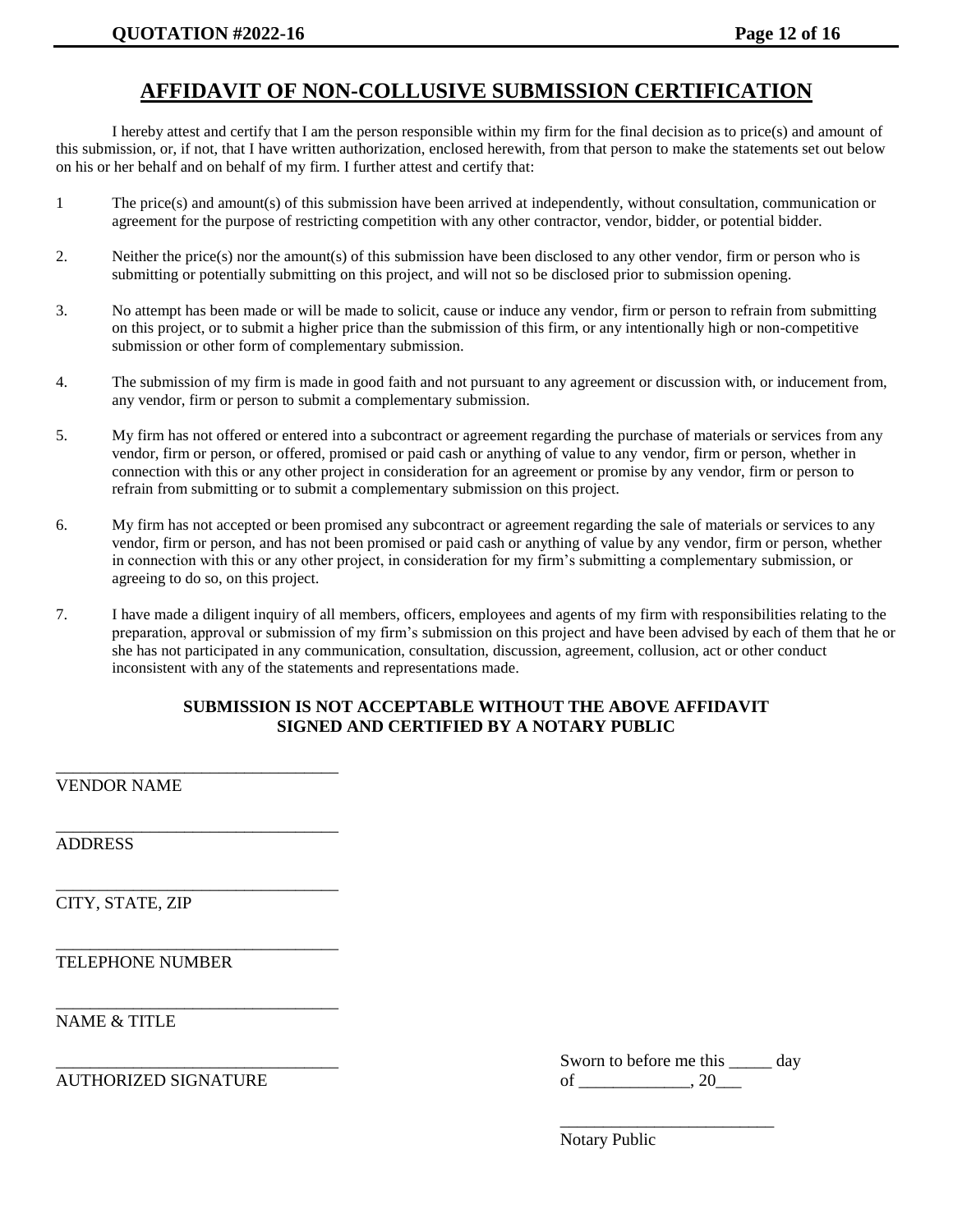# AFFIDAVIT OF NON-COLLUSIVE SUBMISSION CERTIFICATION

I hereby attest and certify that I am the person responsible within my firm for the final decision as to price(s) and amount of this submission, or, if not, that I have written authorization, enclosed herewith, from that person to make the statements set out below on his or her behalf and on behalf of my firm. I further attest and certify that:

1 The price(s) and amount(s) of this submission have been arrived at independently, without consultation, communication or agreement for the purpose of restricting competition with any other contractor, vendor, bidder, or potential bidder.

2. Neither the price(s) nor the amount(s) of this submission have been disclosed to any other vendor, firm or person who is submitting or potentially submitting on this project, and will not so be disclosed prior to submission opening.

3. No attempt has been made or will be made to solicit, cause or induce any vendor, firm or person to refrain from submitting on this project, or to submit a higher price than the submission of this firm, or any intentionally high or non-competitive submission or other form of complementary submission.

4. The submission of my firm is made in good faith and not pursuant to any agreement or discussion with, or inducement from, any vendor, firm or person to submit a complementary submission.

5. My firm has not offered or entered into a subcontract or agreement regarding the purchase of materials or services from any vendor, firm or person, or offered, promised or paid cash or anything of value to any vendor, firm or person, whether in connection with this or any other project in consideration for an agreement or promise by any vendor, firm or person to refrain from submitting or to submit a complementary submission on this project.

6. My firm has not accepted or been promised any subcontract or agreement regarding the sale of materials or services to any vendor, firm or person, and has not been promised or paid cash or anything of value by any vendor, firm or person, whether in connection with this or any other project, in consideration for my firm's submitting a complementary submission, or agreeing to do so, on this project.

7. I have made a diligent inquiry of all members, officers, employees and agents of my firm with responsibilities relating to the preparation, approval or submission of my firm's submission on this project and have been advised by each of them that he or she has not participated in any communication, consultation, discussion, agreement, collusion, act or other conduct inconsistent with any of the statements and representations made.

**SUBMISSION IS NOT ACCEPTABLE WITHOUT THE ABOVE AFFIDAVIT SIGNED AND CERTIFIED BY A NOTARY PUBLIC**

_________________________________
VENDOR NAME

_________________________________
ADDRESS

_________________________________
CITY, STATE, ZIP

_________________________________
TELEPHONE NUMBER

_________________________________
NAME & TITLE

_________________________________
AUTHORIZED SIGNATURE

Sworn to before me this _____ day of _____________, 20___

_________________________
Notary Public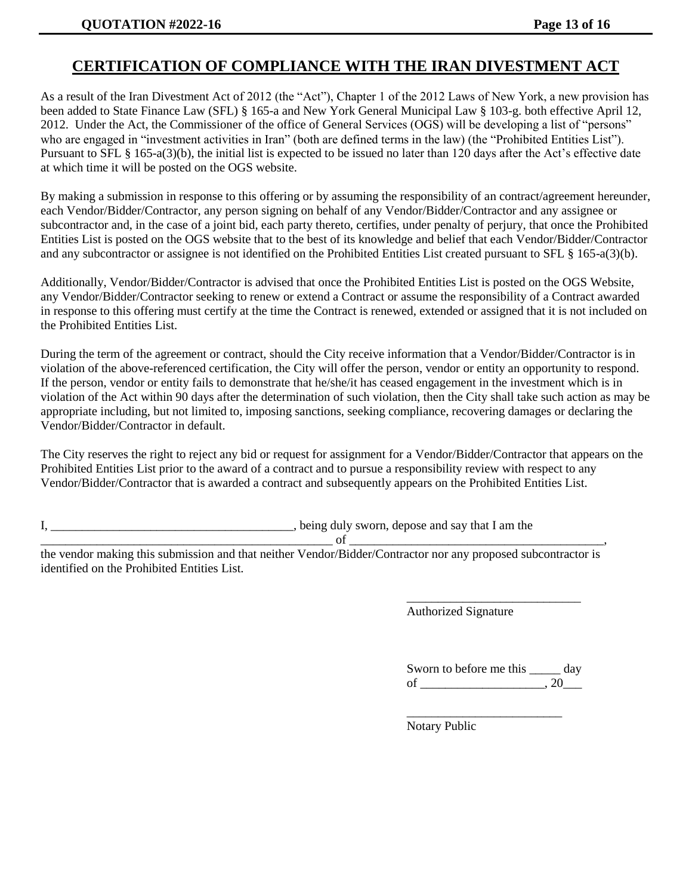# CERTIFICATION OF COMPLIANCE WITH THE IRAN DIVESTMENT ACT

As a result of the Iran Divestment Act of 2012 (the "Act"), Chapter 1 of the 2012 Laws of New York, a new provision has been added to State Finance Law (SFL) § 165-a and New York General Municipal Law § 103-g. both effective April 12, 2012. Under the Act, the Commissioner of the office of General Services (OGS) will be developing a list of "persons" who are engaged in "investment activities in Iran" (both are defined terms in the law) (the "Prohibited Entities List"). Pursuant to SFL § 165-a(3)(b), the initial list is expected to be issued no later than 120 days after the Act's effective date at which time it will be posted on the OGS website.

By making a submission in response to this offering or by assuming the responsibility of an contract/agreement hereunder, each Vendor/Bidder/Contractor, any person signing on behalf of any Vendor/Bidder/Contractor and any assignee or subcontractor and, in the case of a joint bid, each party thereto, certifies, under penalty of perjury, that once the Prohibited Entities List is posted on the OGS website that to the best of its knowledge and belief that each Vendor/Bidder/Contractor and any subcontractor or assignee is not identified on the Prohibited Entities List created pursuant to SFL § 165-a(3)(b).

Additionally, Vendor/Bidder/Contractor is advised that once the Prohibited Entities List is posted on the OGS Website, any Vendor/Bidder/Contractor seeking to renew or extend a Contract or assume the responsibility of a Contract awarded in response to this offering must certify at the time the Contract is renewed, extended or assigned that it is not included on the Prohibited Entities List.

During the term of the agreement or contract, should the City receive information that a Vendor/Bidder/Contractor is in violation of the above-referenced certification, the City will offer the person, vendor or entity an opportunity to respond. If the person, vendor or entity fails to demonstrate that he/she/it has ceased engagement in the investment which is in violation of the Act within 90 days after the determination of such violation, then the City shall take such action as may be appropriate including, but not limited to, imposing sanctions, seeking compliance, recovering damages or declaring the Vendor/Bidder/Contractor in default.

The City reserves the right to reject any bid or request for assignment for a Vendor/Bidder/Contractor that appears on the Prohibited Entities List prior to the award of a contract and to pursue a responsibility review with respect to any Vendor/Bidder/Contractor that is awarded a contract and subsequently appears on the Prohibited Entities List.

I, ________________________________________, being duly sworn, depose and say that I am the ________________________________________________ of __________________________________________, the vendor making this submission and that neither Vendor/Bidder/Contractor nor any proposed subcontractor is identified on the Prohibited Entities List.

____________________________
Authorized Signature

Sworn to before me this _____ day of ___________________, 20___

_________________________
Notary Public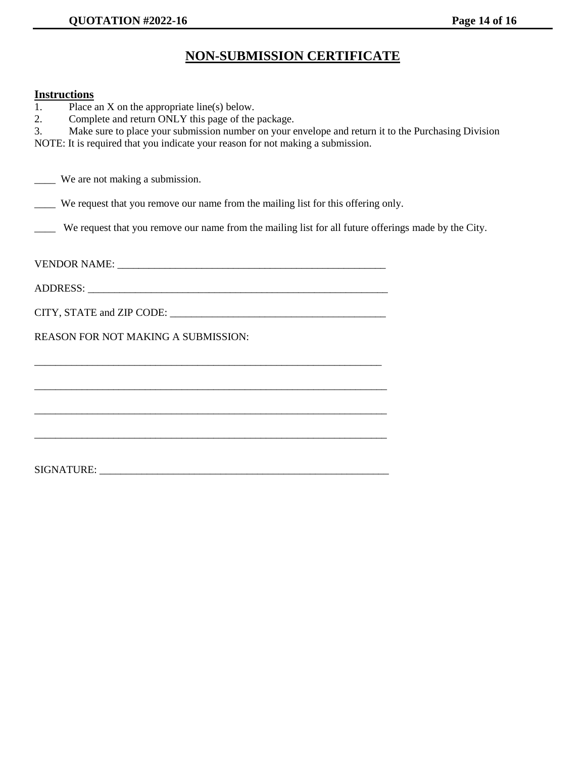# NON-SUBMISSION CERTIFICATE

**Instructions**

1. Place an X on the appropriate line(s) below.
2. Complete and return ONLY this page of the package.
3. Make sure to place your submission number on your envelope and return it to the Purchasing Division

NOTE: It is required that you indicate your reason for not making a submission.

____ We are not making a submission.

____ We request that you remove our name from the mailing list for this offering only.

____ We request that you remove our name from the mailing list for all future offerings made by the City.

VENDOR NAME: ____________________________________________________

ADDRESS: ____________________________________________________________

CITY, STATE and ZIP CODE: _________________________________________

REASON FOR NOT MAKING A SUBMISSION:

_____________________________________________________________________

_____________________________________________________________________

_____________________________________________________________________

_____________________________________________________________________

SIGNATURE: _________________________________________________________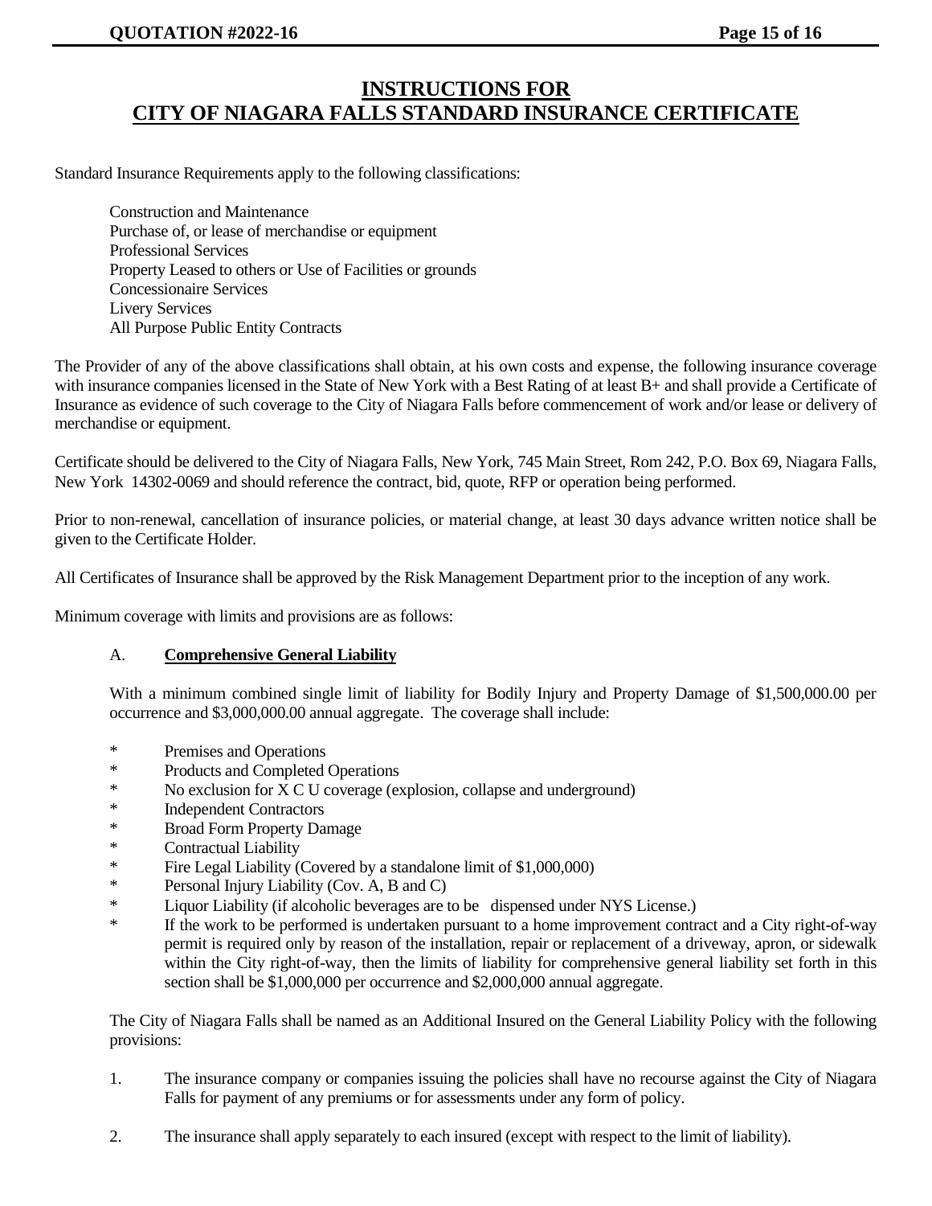# INSTRUCTIONS FOR
# CITY OF NIAGARA FALLS STANDARD INSURANCE CERTIFICATE

Standard Insurance Requirements apply to the following classifications:

Construction and Maintenance
Purchase of, or lease of merchandise or equipment
Professional Services
Property Leased to others or Use of Facilities or grounds
Concessionaire Services
Livery Services
All Purpose Public Entity Contracts

The Provider of any of the above classifications shall obtain, at his own costs and expense, the following insurance coverage with insurance companies licensed in the State of New York with a Best Rating of at least B+ and shall provide a Certificate of Insurance as evidence of such coverage to the City of Niagara Falls before commencement of work and/or lease or delivery of merchandise or equipment.

Certificate should be delivered to the City of Niagara Falls, New York, 745 Main Street, Rom 242, P.O. Box 69, Niagara Falls, New York 14302-0069 and should reference the contract, bid, quote, RFP or operation being performed.

Prior to non-renewal, cancellation of insurance policies, or material change, at least 30 days advance written notice shall be given to the Certificate Holder.

All Certificates of Insurance shall be approved by the Risk Management Department prior to the inception of any work.

Minimum coverage with limits and provisions are as follows:

A. **Comprehensive General Liability**

With a minimum combined single limit of liability for Bodily Injury and Property Damage of $1,500,000.00 per occurrence and $3,000,000.00 annual aggregate. The coverage shall include:

* Premises and Operations
* Products and Completed Operations
* No exclusion for X C U coverage (explosion, collapse and underground)
* Independent Contractors
* Broad Form Property Damage
* Contractual Liability
* Fire Legal Liability (Covered by a standalone limit of $1,000,000)
* Personal Injury Liability (Cov. A, B and C)
* Liquor Liability (if alcoholic beverages are to be dispensed under NYS License.)
* If the work to be performed is undertaken pursuant to a home improvement contract and a City right-of-way permit is required only by reason of the installation, repair or replacement of a driveway, apron, or sidewalk within the City right-of-way, then the limits of liability for comprehensive general liability set forth in this section shall be $1,000,000 per occurrence and $2,000,000 annual aggregate.

The City of Niagara Falls shall be named as an Additional Insured on the General Liability Policy with the following provisions:

1. The insurance company or companies issuing the policies shall have no recourse against the City of Niagara Falls for payment of any premiums or for assessments under any form of policy.
2. The insurance shall apply separately to each insured (except with respect to the limit of liability).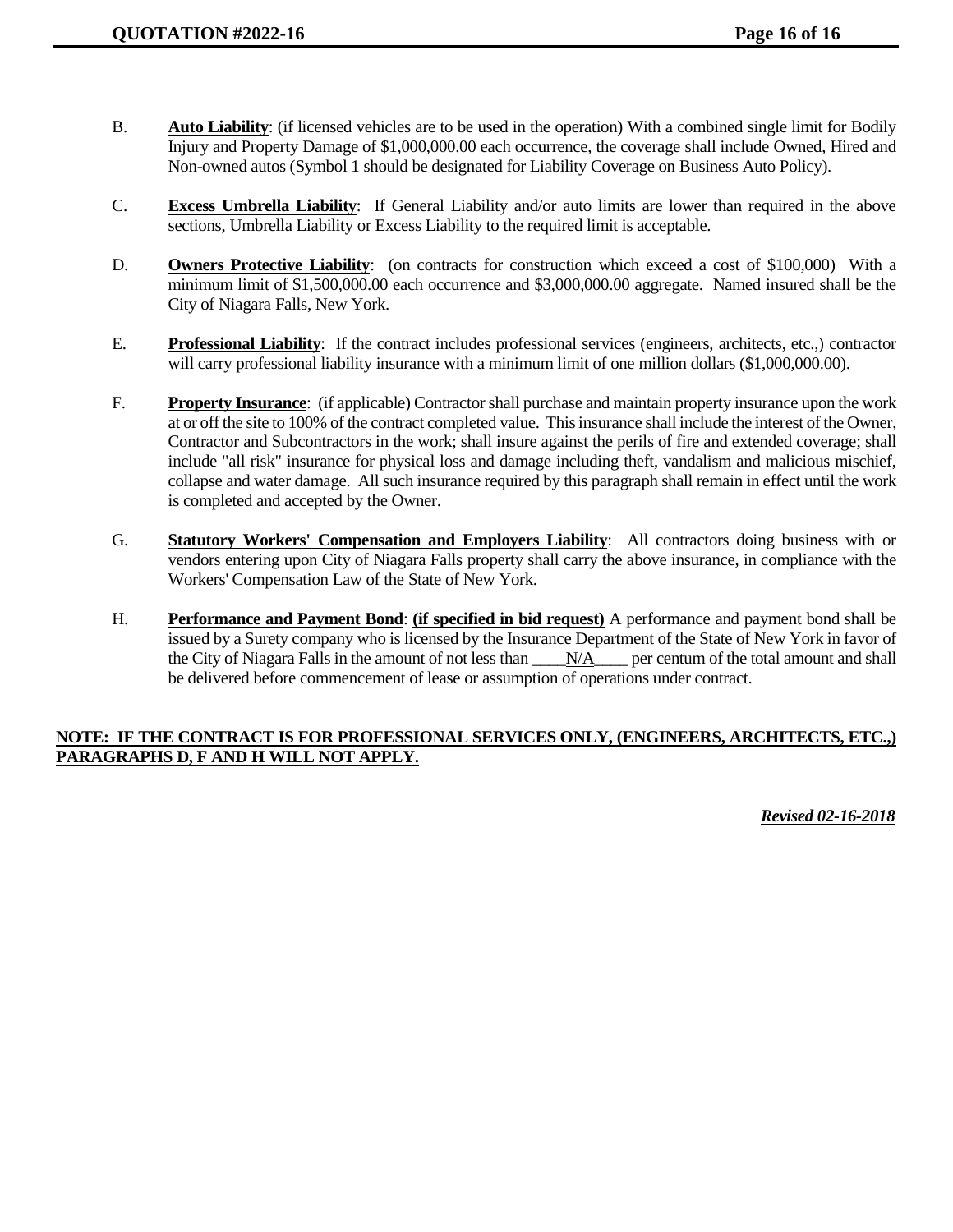B. **Auto Liability**: (if licensed vehicles are to be used in the operation) With a combined single limit for Bodily Injury and Property Damage of $1,000,000.00 each occurrence, the coverage shall include Owned, Hired and Non-owned autos (Symbol 1 should be designated for Liability Coverage on Business Auto Policy).

C. **Excess Umbrella Liability**: If General Liability and/or auto limits are lower than required in the above sections, Umbrella Liability or Excess Liability to the required limit is acceptable.

D. **Owners Protective Liability**: (on contracts for construction which exceed a cost of $100,000) With a minimum limit of $1,500,000.00 each occurrence and $3,000,000.00 aggregate. Named insured shall be the City of Niagara Falls, New York.

E. **Professional Liability**: If the contract includes professional services (engineers, architects, etc.,) contractor will carry professional liability insurance with a minimum limit of one million dollars ($1,000,000.00).

F. **Property Insurance**: (if applicable) Contractor shall purchase and maintain property insurance upon the work at or off the site to 100% of the contract completed value. This insurance shall include the interest of the Owner, Contractor and Subcontractors in the work; shall insure against the perils of fire and extended coverage; shall include "all risk" insurance for physical loss and damage including theft, vandalism and malicious mischief, collapse and water damage. All such insurance required by this paragraph shall remain in effect until the work is completed and accepted by the Owner.

G. **Statutory Workers' Compensation and Employers Liability**: All contractors doing business with or vendors entering upon City of Niagara Falls property shall carry the above insurance, in compliance with the Workers' Compensation Law of the State of New York.

H. **Performance and Payment Bond**: **(if specified in bid request)** A performance and payment bond shall be issued by a Surety company who is licensed by the Insurance Department of the State of New York in favor of the City of Niagara Falls in the amount of not less than ____N/A____ per centum of the total amount and shall be delivered before commencement of lease or assumption of operations under contract.

**NOTE: IF THE CONTRACT IS FOR PROFESSIONAL SERVICES ONLY, (ENGINEERS, ARCHITECTS, ETC.,) PARAGRAPHS D, F AND H WILL NOT APPLY.**

***Revised 02-16-2018***